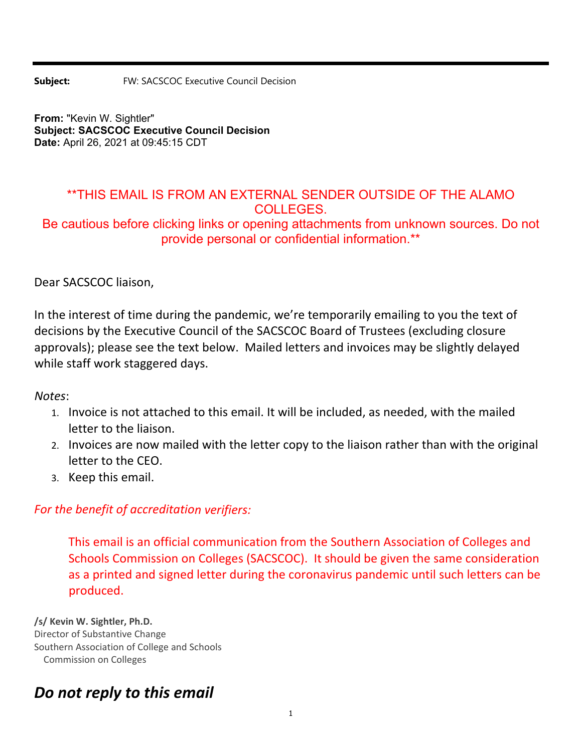**Subject:** FW: SACSCOC Executive Council Decision

**From:** "Kevin W. Sightler"
**Subject: SACSCOC Executive Council Decision**
**Date:** April 26, 2021 at 09:45:15 CDT

\*\*THIS EMAIL IS FROM AN EXTERNAL SENDER OUTSIDE OF THE ALAMO COLLEGES.
Be cautious before clicking links or opening attachments from unknown sources. Do not provide personal or confidential information.\*\*

Dear SACSCOC liaison,

In the interest of time during the pandemic, we're temporarily emailing to you the text of decisions by the Executive Council of the SACSCOC Board of Trustees (excluding closure approvals); please see the text below. Mailed letters and invoices may be slightly delayed while staff work staggered days.

*Notes*:

1. Invoice is not attached to this email. It will be included, as needed, with the mailed letter to the liaison.
2. Invoices are now mailed with the letter copy to the liaison rather than with the original letter to the CEO.
3. Keep this email.

*For the benefit of accreditation verifiers:*

> This email is an official communication from the Southern Association of Colleges and Schools Commission on Colleges (SACSCOC). It should be given the same consideration as a printed and signed letter during the coronavirus pandemic until such letters can be produced.

**/s/ Kevin W. Sightler, Ph.D.**
Director of Substantive Change
Southern Association of College and Schools
Commission on Colleges

## *Do not reply to this email*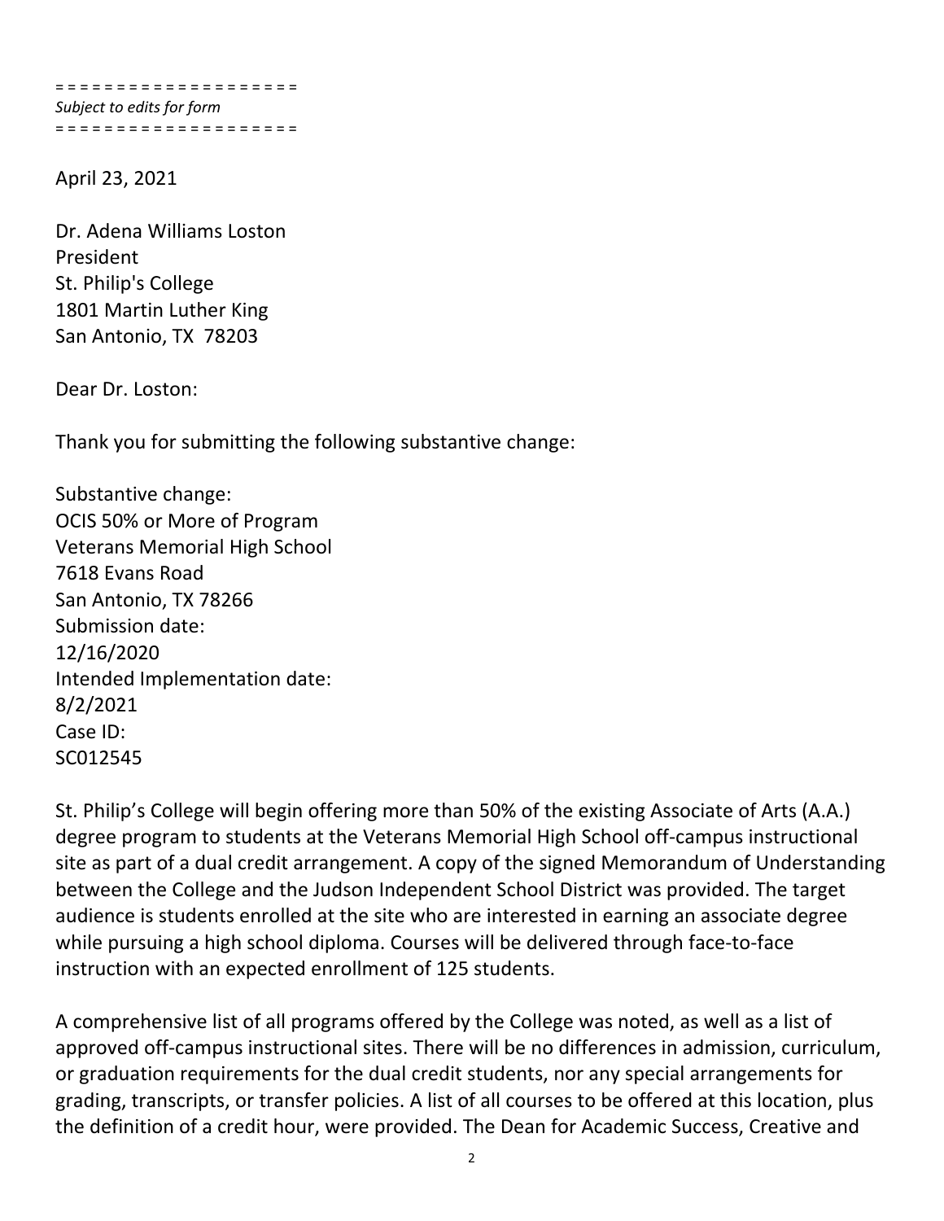= = = = = = = = = = = = = = = = = = = =
*Subject to edits for form*
= = = = = = = = = = = = = = = = = = = =

April 23, 2021

Dr. Adena Williams Loston
President
St. Philip's College
1801 Martin Luther King
San Antonio, TX  78203

Dear Dr. Loston:

Thank you for submitting the following substantive change:

Substantive change:
OCIS 50% or More of Program
Veterans Memorial High School
7618 Evans Road
San Antonio, TX 78266
Submission date:
12/16/2020
Intended Implementation date:
8/2/2021
Case ID:
SC012545

St. Philip's College will begin offering more than 50% of the existing Associate of Arts (A.A.) degree program to students at the Veterans Memorial High School off-campus instructional site as part of a dual credit arrangement. A copy of the signed Memorandum of Understanding between the College and the Judson Independent School District was provided. The target audience is students enrolled at the site who are interested in earning an associate degree while pursuing a high school diploma. Courses will be delivered through face-to-face instruction with an expected enrollment of 125 students.

A comprehensive list of all programs offered by the College was noted, as well as a list of approved off-campus instructional sites. There will be no differences in admission, curriculum, or graduation requirements for the dual credit students, nor any special arrangements for grading, transcripts, or transfer policies. A list of all courses to be offered at this location, plus the definition of a credit hour, were provided. The Dean for Academic Success, Creative and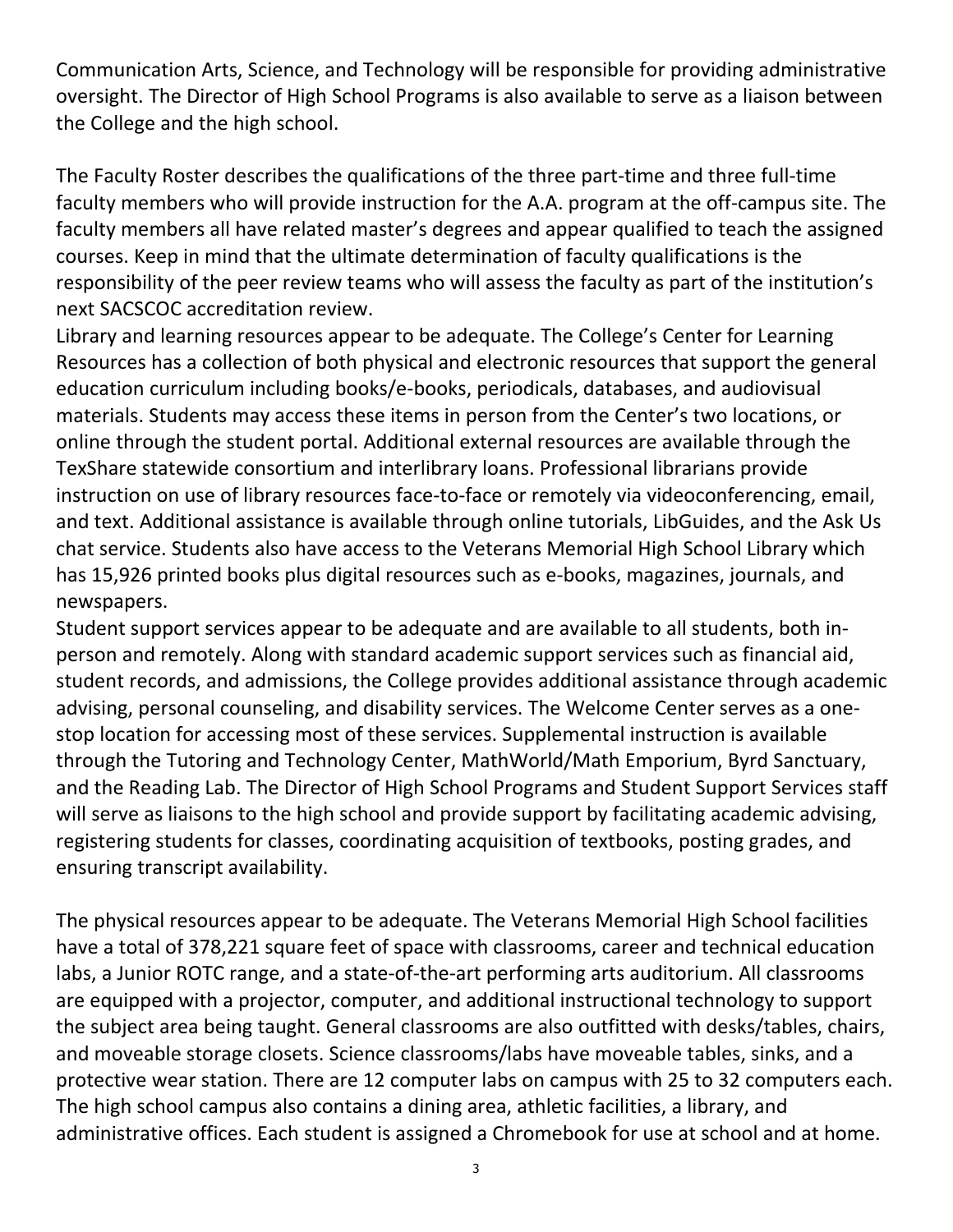Communication Arts, Science, and Technology will be responsible for providing administrative oversight. The Director of High School Programs is also available to serve as a liaison between the College and the high school.

The Faculty Roster describes the qualifications of the three part-time and three full-time faculty members who will provide instruction for the A.A. program at the off-campus site. The faculty members all have related master's degrees and appear qualified to teach the assigned courses. Keep in mind that the ultimate determination of faculty qualifications is the responsibility of the peer review teams who will assess the faculty as part of the institution's next SACSCOC accreditation review.

Library and learning resources appear to be adequate. The College's Center for Learning Resources has a collection of both physical and electronic resources that support the general education curriculum including books/e-books, periodicals, databases, and audiovisual materials. Students may access these items in person from the Center's two locations, or online through the student portal. Additional external resources are available through the TexShare statewide consortium and interlibrary loans. Professional librarians provide instruction on use of library resources face-to-face or remotely via videoconferencing, email, and text. Additional assistance is available through online tutorials, LibGuides, and the Ask Us chat service. Students also have access to the Veterans Memorial High School Library which has 15,926 printed books plus digital resources such as e-books, magazines, journals, and newspapers.

Student support services appear to be adequate and are available to all students, both in-person and remotely. Along with standard academic support services such as financial aid, student records, and admissions, the College provides additional assistance through academic advising, personal counseling, and disability services. The Welcome Center serves as a one-stop location for accessing most of these services. Supplemental instruction is available through the Tutoring and Technology Center, MathWorld/Math Emporium, Byrd Sanctuary, and the Reading Lab. The Director of High School Programs and Student Support Services staff will serve as liaisons to the high school and provide support by facilitating academic advising, registering students for classes, coordinating acquisition of textbooks, posting grades, and ensuring transcript availability.

The physical resources appear to be adequate. The Veterans Memorial High School facilities have a total of 378,221 square feet of space with classrooms, career and technical education labs, a Junior ROTC range, and a state-of-the-art performing arts auditorium. All classrooms are equipped with a projector, computer, and additional instructional technology to support the subject area being taught. General classrooms are also outfitted with desks/tables, chairs, and moveable storage closets. Science classrooms/labs have moveable tables, sinks, and a protective wear station. There are 12 computer labs on campus with 25 to 32 computers each. The high school campus also contains a dining area, athletic facilities, a library, and administrative offices. Each student is assigned a Chromebook for use at school and at home.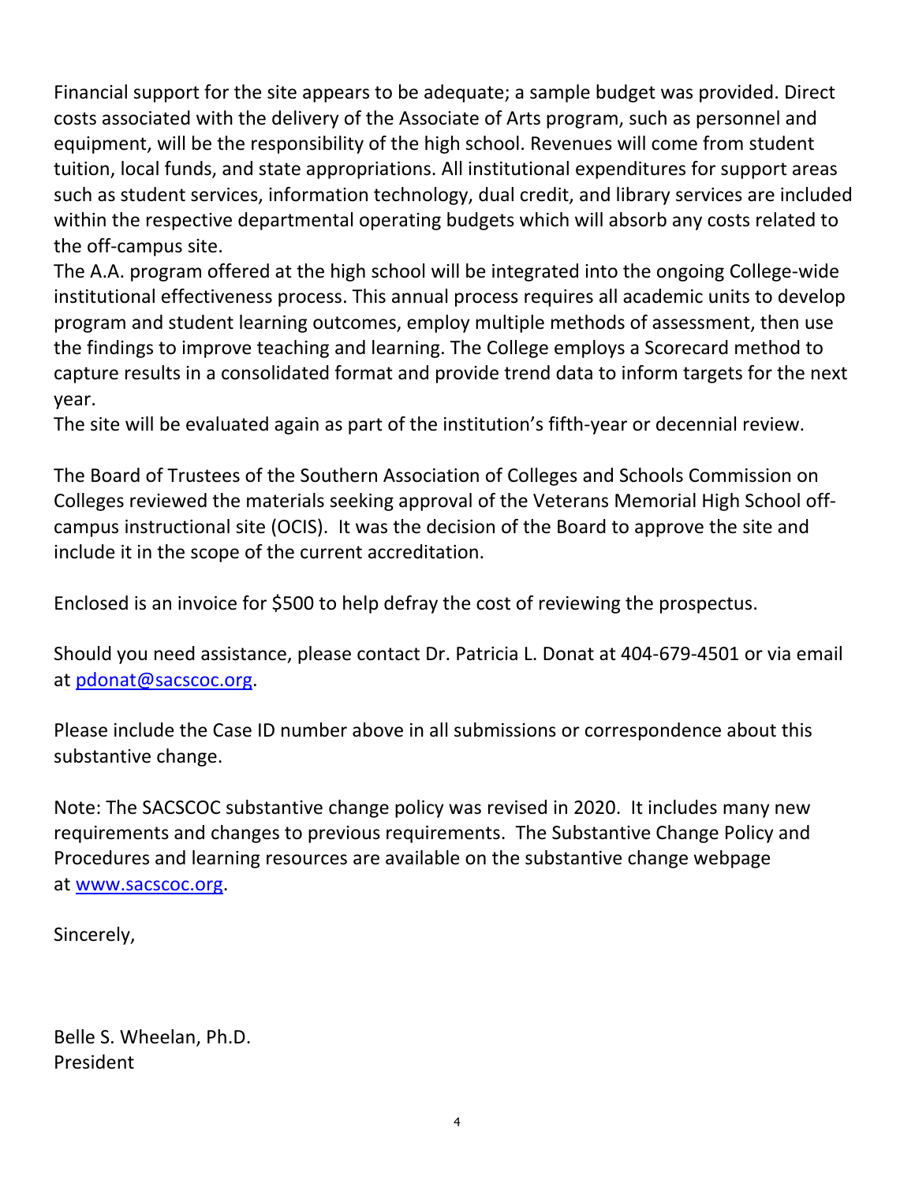Financial support for the site appears to be adequate; a sample budget was provided. Direct costs associated with the delivery of the Associate of Arts program, such as personnel and equipment, will be the responsibility of the high school. Revenues will come from student tuition, local funds, and state appropriations. All institutional expenditures for support areas such as student services, information technology, dual credit, and library services are included within the respective departmental operating budgets which will absorb any costs related to the off-campus site.
The A.A. program offered at the high school will be integrated into the ongoing College-wide institutional effectiveness process. This annual process requires all academic units to develop program and student learning outcomes, employ multiple methods of assessment, then use the findings to improve teaching and learning. The College employs a Scorecard method to capture results in a consolidated format and provide trend data to inform targets for the next year.
The site will be evaluated again as part of the institution's fifth-year or decennial review.

The Board of Trustees of the Southern Association of Colleges and Schools Commission on Colleges reviewed the materials seeking approval of the Veterans Memorial High School off-campus instructional site (OCIS). It was the decision of the Board to approve the site and include it in the scope of the current accreditation.

Enclosed is an invoice for $500 to help defray the cost of reviewing the prospectus.

Should you need assistance, please contact Dr. Patricia L. Donat at 404-679-4501 or via email at pdonat@sacscoc.org.

Please include the Case ID number above in all submissions or correspondence about this substantive change.

Note: The SACSCOC substantive change policy was revised in 2020. It includes many new requirements and changes to previous requirements. The Substantive Change Policy and Procedures and learning resources are available on the substantive change webpage at www.sacscoc.org.

Sincerely,

Belle S. Wheelan, Ph.D.
President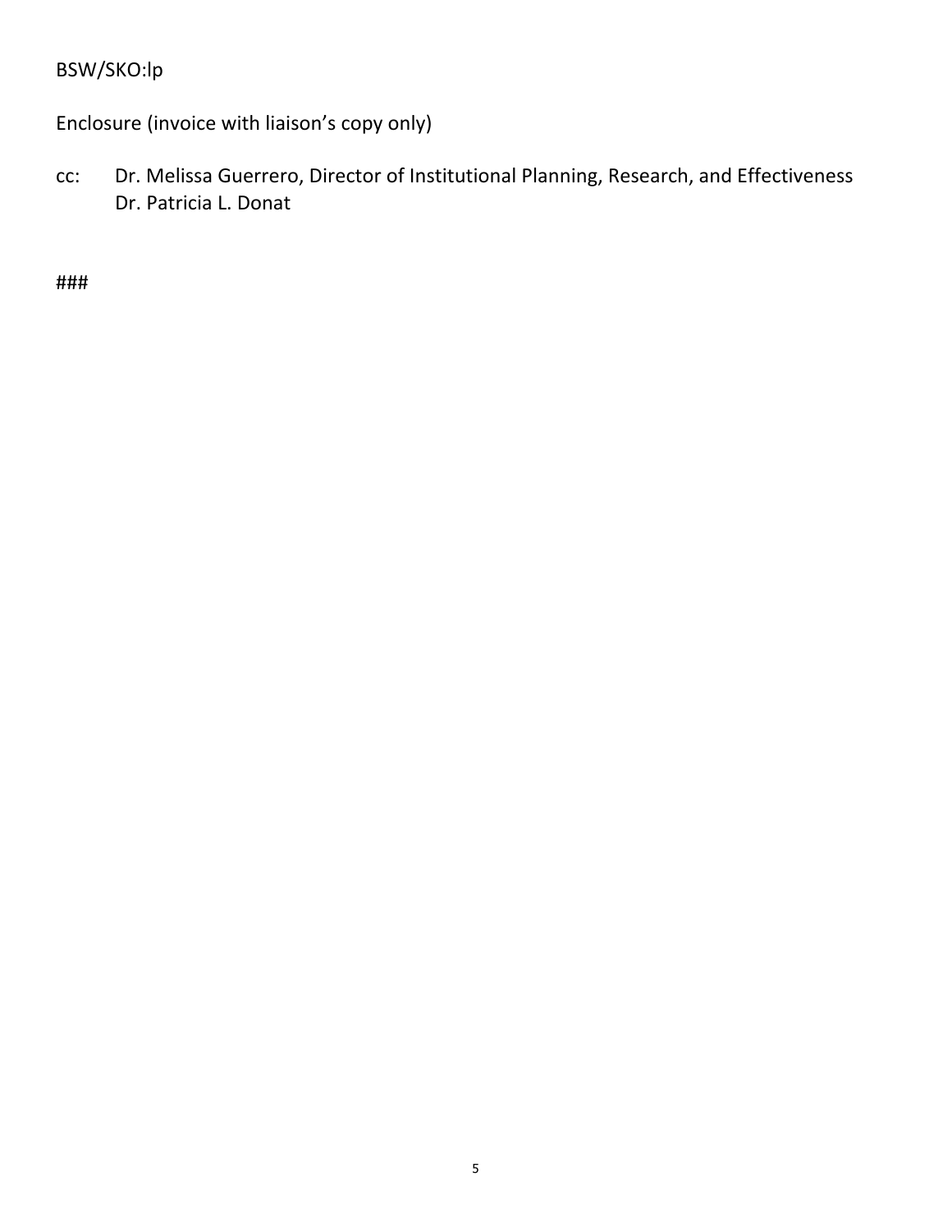BSW/SKO:lp

Enclosure (invoice with liaison’s copy only)

cc: Dr. Melissa Guerrero, Director of Institutional Planning, Research, and Effectiveness
Dr. Patricia L. Donat

###